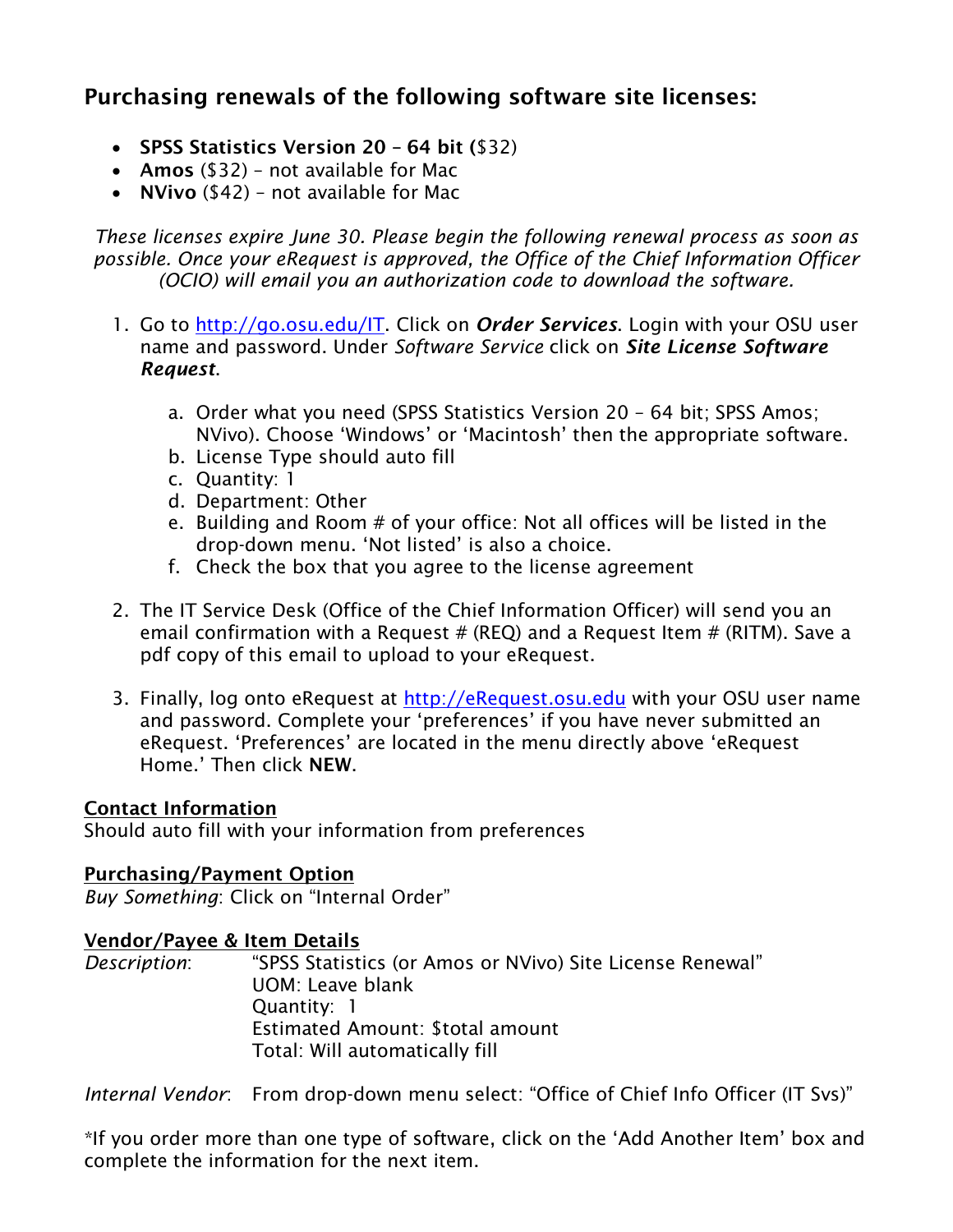## Purchasing renewals of the following software site licenses:

- **SPSS Statistics Version 20 – 64 bit (**$32)
- **Amos** ($32) – not available for Mac
- **NVivo** ($42) – not available for Mac

*These licenses expire June 30. Please begin the following renewal process as soon as possible. Once your eRequest is approved, the Office of the Chief Information Officer (OCIO) will email you an authorization code to download the software.*

1. Go to [http://go.osu.edu/IT](http://go.osu.edu/IT). Click on ***Order Services***. Login with your OSU user name and password. Under *Software Service* click on ***Site License Software Request***.

    a. Order what you need (SPSS Statistics Version 20 – 64 bit; SPSS Amos; NVivo). Choose 'Windows' or 'Macintosh' then the appropriate software.
    b. License Type should auto fill
    c. Quantity: 1
    d. Department: Other
    e. Building and Room # of your office: Not all offices will be listed in the drop-down menu. 'Not listed' is also a choice.
    f. Check the box that you agree to the license agreement

2. The IT Service Desk (Office of the Chief Information Officer) will send you an email confirmation with a Request # (REQ) and a Request Item # (RITM). Save a pdf copy of this email to upload to your eRequest.

3. Finally, log onto eRequest at [http://eRequest.osu.edu](http://eRequest.osu.edu) with your OSU user name and password. Complete your 'preferences' if you have never submitted an eRequest. 'Preferences' are located in the menu directly above 'eRequest Home.' Then click **NEW**.

**<u>Contact Information</u>**
Should auto fill with your information from preferences

**<u>Purchasing/Payment Option</u>**
*Buy Something*: Click on "Internal Order"

**<u>Vendor/Payee & Item Details</u>**
*Description*: "SPSS Statistics (or Amos or NVivo) Site License Renewal"
UOM: Leave blank
Quantity: 1
Estimated Amount: $total amount
Total: Will automatically fill

*Internal Vendor*: From drop-down menu select: "Office of Chief Info Officer (IT Svs)"

*If you order more than one type of software, click on the 'Add Another Item' box and complete the information for the next item.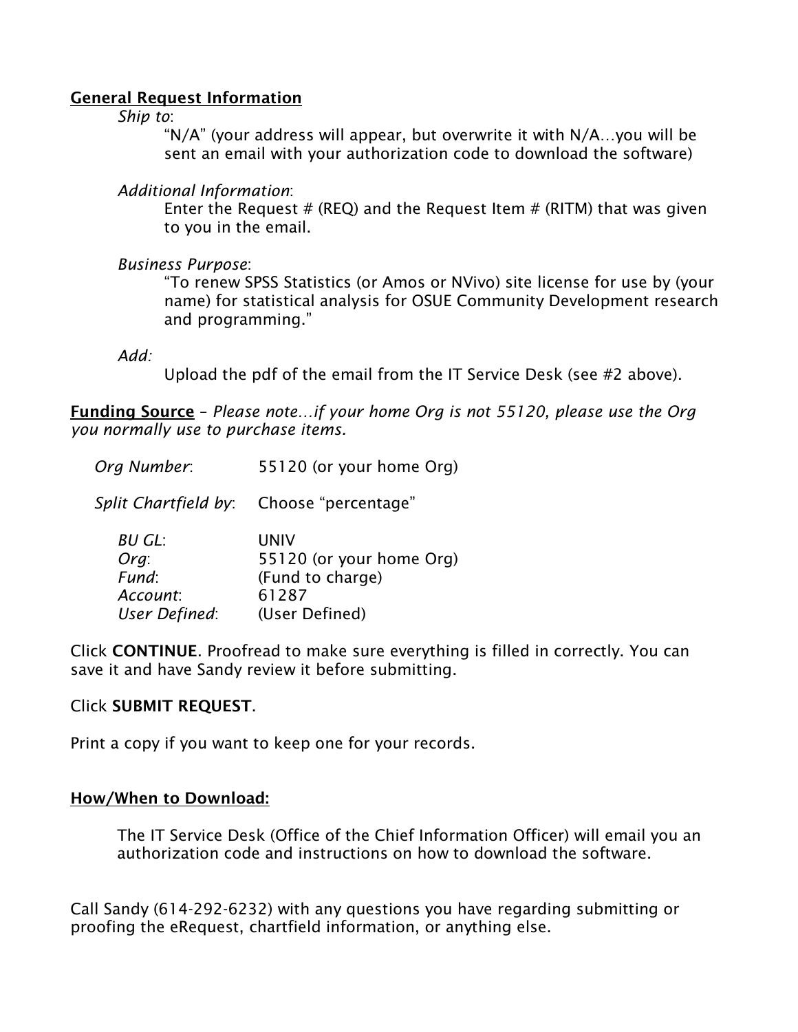**General Request Information**

*Ship to*:

"N/A" (your address will appear, but overwrite it with N/A…you will be sent an email with your authorization code to download the software)

*Additional Information*:

Enter the Request # (REQ) and the Request Item # (RITM) that was given to you in the email.

*Business Purpose*:

"To renew SPSS Statistics (or Amos or NVivo) site license for use by (your name) for statistical analysis for OSUE Community Development research and programming."

*Add:*

Upload the pdf of the email from the IT Service Desk (see #2 above).

**Funding Source** – *Please note…if your home Org is not 55120, please use the Org you normally use to purchase items.*

*Org Number*: 55120 (or your home Org)

*Split Chartfield by*: Choose "percentage"

| | |
|---|---|
| *BU GL*: | UNIV |
| *Org*: | 55120 (or your home Org) |
| *Fund*: | (Fund to charge) |
| *Account*: | 61287 |
| *User Defined*: | (User Defined) |

Click **CONTINUE**. Proofread to make sure everything is filled in correctly. You can save it and have Sandy review it before submitting.

Click **SUBMIT REQUEST**.

Print a copy if you want to keep one for your records.

**How/When to Download:**

The IT Service Desk (Office of the Chief Information Officer) will email you an authorization code and instructions on how to download the software.

Call Sandy (614-292-6232) with any questions you have regarding submitting or proofing the eRequest, chartfield information, or anything else.